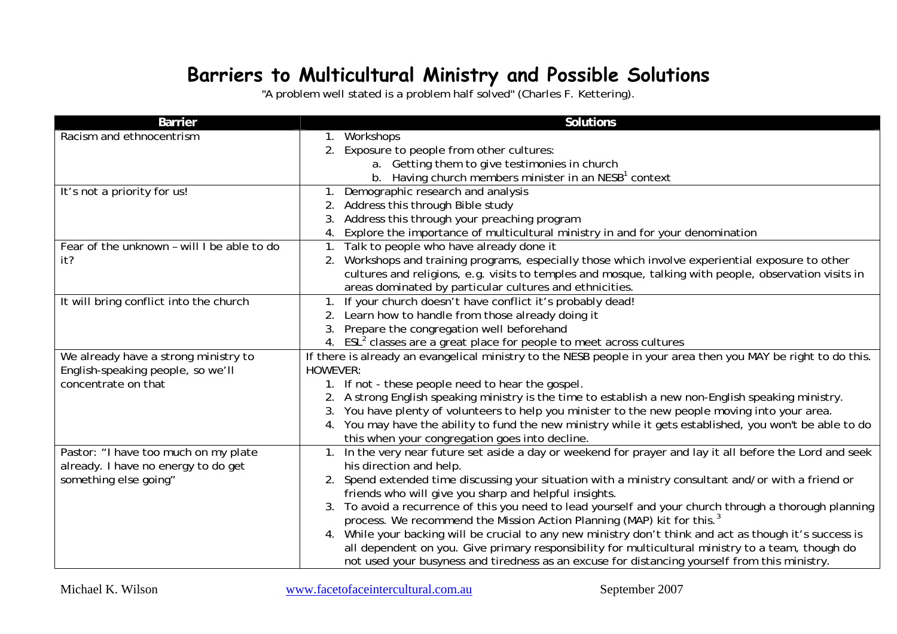# Barriers to Multicultural Ministry and Possible Solutions

"A problem well stated is a problem half solved" (Charles F. Kettering).

| Barrier | Solutions |
|---|---|
| Racism and ethnocentrism | 1. Workshops<br>2. Exposure to people from other cultures:<br>&nbsp;&nbsp;&nbsp;&nbsp;a. Getting them to give testimonies in church<br>&nbsp;&nbsp;&nbsp;&nbsp;b. Having church members minister in an NESB[1] context |
| It's not a priority for us! | 1. Demographic research and analysis<br>2. Address this through Bible study<br>3. Address this through your preaching program<br>4. Explore the importance of multicultural ministry in and for your denomination |
| Fear of the unknown – will I be able to do it? | 1. Talk to people who have already done it<br>2. Workshops and training programs, especially those which involve experiential exposure to other cultures and religions, e.g. visits to temples and mosque, talking with people, observation visits in areas dominated by particular cultures and ethnicities. |
| It will bring conflict into the church | 1. If your church doesn't have conflict it's probably dead!<br>2. Learn how to handle from those already doing it<br>3. Prepare the congregation well beforehand<br>4. ESL[2] classes are a great place for people to meet across cultures |
| We already have a strong ministry to English-speaking people, so we'll concentrate on that | If there is already an evangelical ministry to the NESB people in your area then you MAY be right to do this. HOWEVER:<br>1. If not - these people need to hear the gospel.<br>2. A strong English speaking ministry is the time to establish a new non-English speaking ministry.<br>3. You have plenty of volunteers to help you minister to the new people moving into your area.<br>4. You may have the ability to fund the new ministry while it gets established, you won't be able to do this when your congregation goes into decline. |
| Pastor: "I have too much on my plate already. I have no energy to do get something else going" | 1. In the very near future set aside a day or weekend for prayer and lay it all before the Lord and seek his direction and help.<br>2. Spend extended time discussing your situation with a ministry consultant and/or with a friend or friends who will give you sharp and helpful insights.<br>3. To avoid a recurrence of this you need to lead yourself and your church through a thorough planning process. We recommend the Mission Action Planning (MAP) kit for this.[3]<br>4. While your backing will be crucial to any new ministry don't think and act as though it's success is all dependent on you. Give primary responsibility for multicultural ministry to a team, though do not used your busyness and tiredness as an excuse for distancing yourself from this ministry. |

Michael K. Wilson www.facetofaceintercultural.com.au September 2007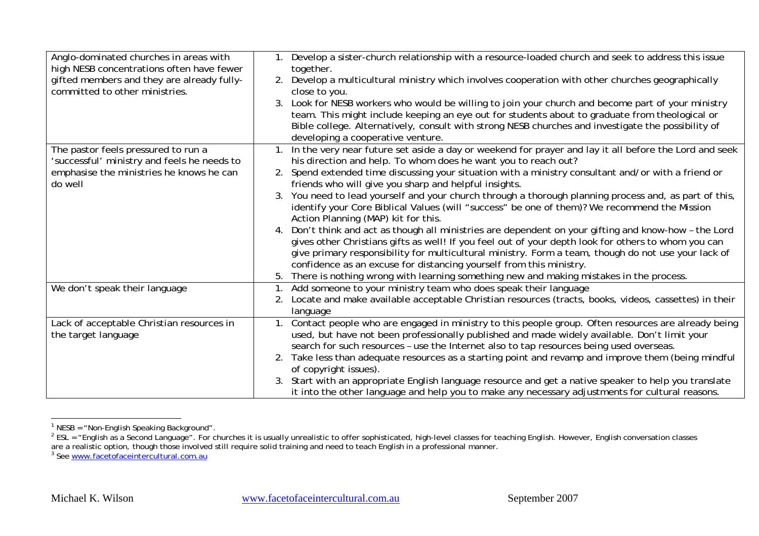| | |
|---|---|
| Anglo-dominated churches in areas with high NESB concentrations often have fewer gifted members and they are already fully-committed to other ministries. | 1. Develop a sister-church relationship with a resource-loaded church and seek to address this issue together.<br>2. Develop a multicultural ministry which involves cooperation with other churches geographically close to you.<br>3. Look for NESB workers who would be willing to join your church and become part of your ministry team. This might include keeping an eye out for students about to graduate from theological or Bible college. Alternatively, consult with strong NESB churches and investigate the possibility of developing a cooperative venture. |
| The pastor feels pressured to run a 'successful' ministry and feels he needs to emphasise the ministries he knows he can do well | 1. In the very near future set aside a day or weekend for prayer and lay it all before the Lord and seek his direction and help. To whom does he want you to reach out?<br>2. Spend extended time discussing your situation with a ministry consultant and/or with a friend or friends who will give you sharp and helpful insights.<br>3. You need to lead yourself and your church through a thorough planning process and, as part of this, identify your Core Biblical Values (will "success" be one of them)? We recommend the Mission Action Planning (MAP) kit for this.<br>4. Don't think and act as though all ministries are dependent on your gifting and know-how – the Lord gives other Christians gifts as well! If you feel out of your depth look for others to whom you can give primary responsibility for multicultural ministry. Form a team, though do not use your lack of confidence as an excuse for distancing yourself from this ministry.<br>5. There is nothing wrong with learning something new and making mistakes in the process. |
| We don't speak their language | 1. Add someone to your ministry team who does speak their language<br>2. Locate and make available acceptable Christian resources (tracts, books, videos, cassettes) in their language |
| Lack of acceptable Christian resources in the target language | 1. Contact people who are engaged in ministry to this people group. Often resources are already being used, but have not been professionally published and made widely available. Don't limit your search for such resources – use the Internet also to tap resources being used overseas.<br>2. Take less than adequate resources as a starting point and revamp and improve them (being mindful of copyright issues).<br>3. Start with an appropriate English language resource and get a native speaker to help you translate it into the other language and help you to make any necessary adjustments for cultural reasons. |

[1] NESB = "Non-English Speaking Background".

[2] ESL = "English as a Second Language". For churches it is usually unrealistic to offer sophisticated, high-level classes for teaching English. However, English conversation classes are a realistic option, though those involved still require solid training and need to teach English in a professional manner.

[3] See www.facetofaceintercultural.com.au